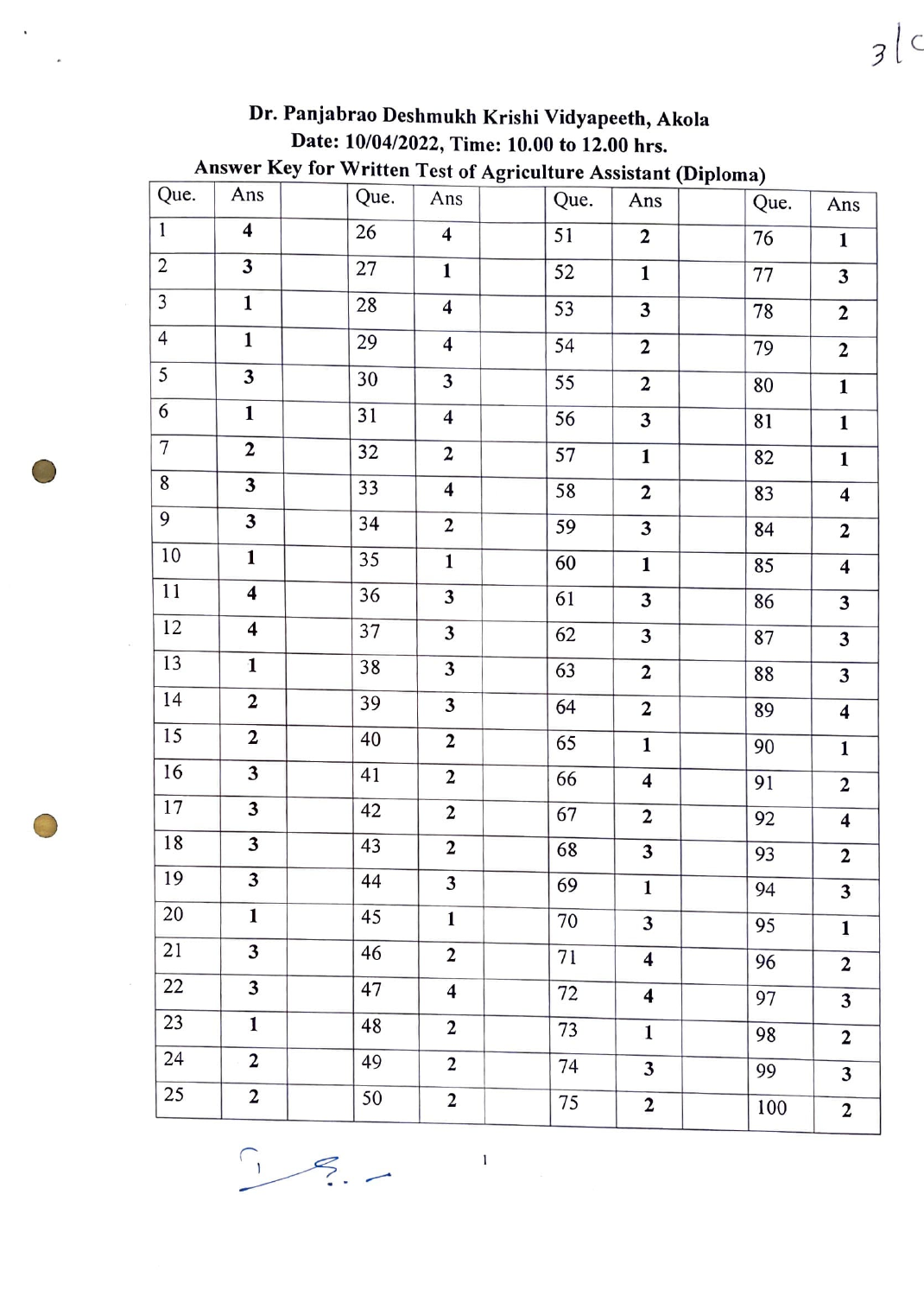**Dr. Panjabrao Deshmukh Krishi Vidyapeeth, Akola**

**Date: 10/04/2022, Time: 10.00 to 12.00 hrs.**

**Answer Key for Written Test of Agriculture Assistant (Diploma)**

| Que. | Ans | | Que. | Ans | | Que. | Ans | | Que. | Ans |
|---|---|---|---|---|---|---|---|---|---|---|
| 1 | 4 | | 26 | 4 | | 51 | 2 | | 76 | 1 |
| 2 | 3 | | 27 | 1 | | 52 | 1 | | 77 | 3 |
| 3 | 1 | | 28 | 4 | | 53 | 3 | | 78 | 2 |
| 4 | 1 | | 29 | 4 | | 54 | 2 | | 79 | 2 |
| 5 | 3 | | 30 | 3 | | 55 | 2 | | 80 | 1 |
| 6 | 1 | | 31 | 4 | | 56 | 3 | | 81 | 1 |
| 7 | 2 | | 32 | 2 | | 57 | 1 | | 82 | 1 |
| 8 | 3 | | 33 | 4 | | 58 | 2 | | 83 | 4 |
| 9 | 3 | | 34 | 2 | | 59 | 3 | | 84 | 2 |
| 10 | 1 | | 35 | 1 | | 60 | 1 | | 85 | 4 |
| 11 | 4 | | 36 | 3 | | 61 | 3 | | 86 | 3 |
| 12 | 4 | | 37 | 3 | | 62 | 3 | | 87 | 3 |
| 13 | 1 | | 38 | 3 | | 63 | 2 | | 88 | 3 |
| 14 | 2 | | 39 | 3 | | 64 | 2 | | 89 | 4 |
| 15 | 2 | | 40 | 2 | | 65 | 1 | | 90 | 1 |
| 16 | 3 | | 41 | 2 | | 66 | 4 | | 91 | 2 |
| 17 | 3 | | 42 | 2 | | 67 | 2 | | 92 | 4 |
| 18 | 3 | | 43 | 2 | | 68 | 3 | | 93 | 2 |
| 19 | 3 | | 44 | 3 | | 69 | 1 | | 94 | 3 |
| 20 | 1 | | 45 | 1 | | 70 | 3 | | 95 | 1 |
| 21 | 3 | | 46 | 2 | | 71 | 4 | | 96 | 2 |
| 22 | 3 | | 47 | 4 | | 72 | 4 | | 97 | 3 |
| 23 | 1 | | 48 | 2 | | 73 | 1 | | 98 | 2 |
| 24 | 2 | | 49 | 2 | | 74 | 3 | | 99 | 3 |
| 25 | 2 | | 50 | 2 | | 75 | 2 | | 100 | 2 |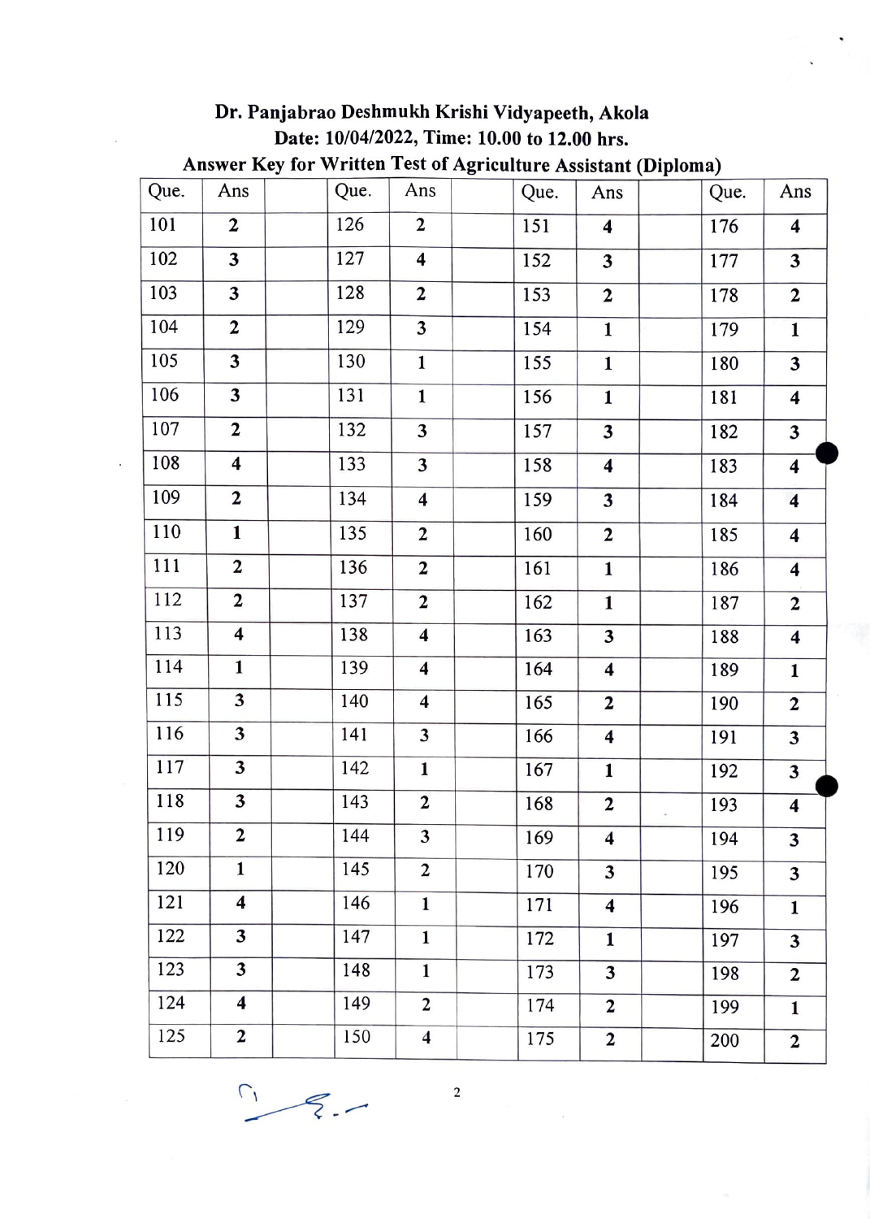**Dr. Panjabrao Deshmukh Krishi Vidyapeeth, Akola**

**Date: 10/04/2022, Time: 10.00 to 12.00 hrs.**

**Answer Key for Written Test of Agriculture Assistant (Diploma)**

| Que. | Ans | | Que. | Ans | | Que. | Ans | | Que. | Ans |
|---|---|---|---|---|---|---|---|---|---|---|
| 101 | 2 | | 126 | 2 | | 151 | 4 | | 176 | 4 |
| 102 | 3 | | 127 | 4 | | 152 | 3 | | 177 | 3 |
| 103 | 3 | | 128 | 2 | | 153 | 2 | | 178 | 2 |
| 104 | 2 | | 129 | 3 | | 154 | 1 | | 179 | 1 |
| 105 | 3 | | 130 | 1 | | 155 | 1 | | 180 | 3 |
| 106 | 3 | | 131 | 1 | | 156 | 1 | | 181 | 4 |
| 107 | 2 | | 132 | 3 | | 157 | 3 | | 182 | 3 |
| 108 | 4 | | 133 | 3 | | 158 | 4 | | 183 | 4 |
| 109 | 2 | | 134 | 4 | | 159 | 3 | | 184 | 4 |
| 110 | 1 | | 135 | 2 | | 160 | 2 | | 185 | 4 |
| 111 | 2 | | 136 | 2 | | 161 | 1 | | 186 | 4 |
| 112 | 2 | | 137 | 2 | | 162 | 1 | | 187 | 2 |
| 113 | 4 | | 138 | 4 | | 163 | 3 | | 188 | 4 |
| 114 | 1 | | 139 | 4 | | 164 | 4 | | 189 | 1 |
| 115 | 3 | | 140 | 4 | | 165 | 2 | | 190 | 2 |
| 116 | 3 | | 141 | 3 | | 166 | 4 | | 191 | 3 |
| 117 | 3 | | 142 | 1 | | 167 | 1 | | 192 | 3 |
| 118 | 3 | | 143 | 2 | | 168 | 2 | | 193 | 4 |
| 119 | 2 | | 144 | 3 | | 169 | 4 | | 194 | 3 |
| 120 | 1 | | 145 | 2 | | 170 | 3 | | 195 | 3 |
| 121 | 4 | | 146 | 1 | | 171 | 4 | | 196 | 1 |
| 122 | 3 | | 147 | 1 | | 172 | 1 | | 197 | 3 |
| 123 | 3 | | 148 | 1 | | 173 | 3 | | 198 | 2 |
| 124 | 4 | | 149 | 2 | | 174 | 2 | | 199 | 1 |
| 125 | 2 | | 150 | 4 | | 175 | 2 | | 200 | 2 |